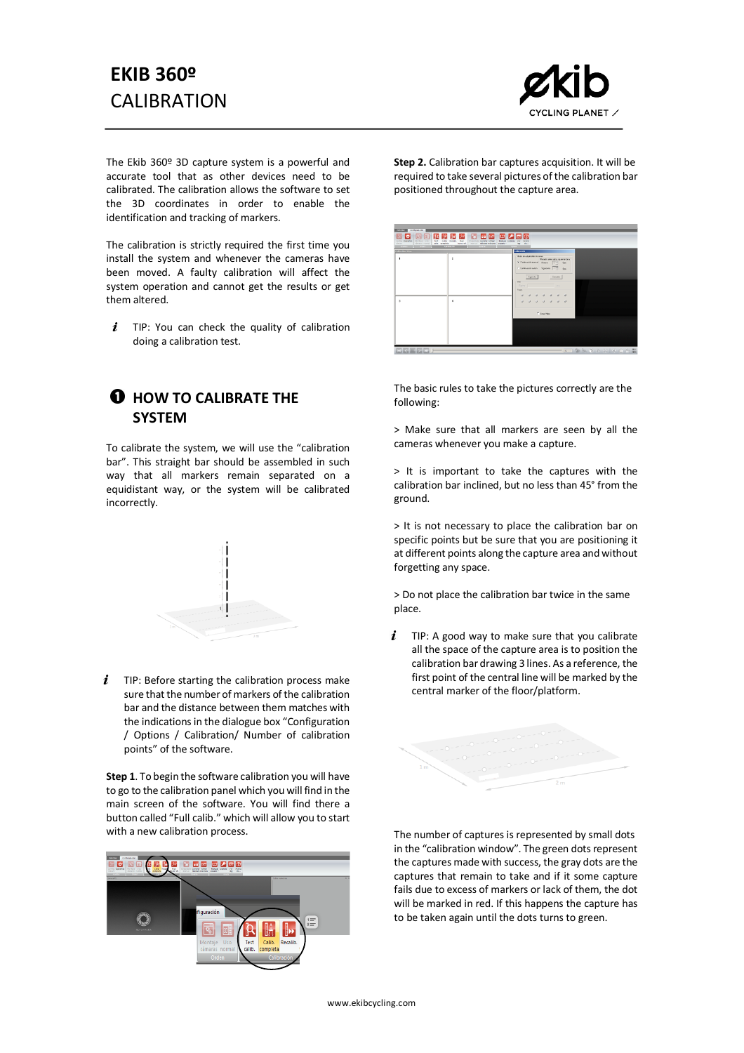# EKIB 360º
CALIBRATION

The Ekib 360º 3D capture system is a powerful and accurate tool that as other devices need to be calibrated. The calibration allows the software to set the 3D coordinates in order to enable the identification and tracking of markers.

The calibration is strictly required the first time you install the system and whenever the cameras have been moved. A faulty calibration will affect the system operation and cannot get the results or get them altered.

*i* TIP: You can check the quality of calibration doing a calibration test.

## ❶ HOW TO CALIBRATE THE SYSTEM

To calibrate the system, we will use the "calibration bar". This straight bar should be assembled in such way that all markers remain separated on a equidistant way, or the system will be calibrated incorrectly.

*i* TIP: Before starting the calibration process make sure that the number of markers of the calibration bar and the distance between them matches with the indications in the dialogue box "Configuration / Options / Calibration/ Number of calibration points" of the software.

**Step 1**. To begin the software calibration you will have to go to the calibration panel which you will find in the main screen of the software. You will find there a button called "Full calib." which will allow you to start with a new calibration process.

**Step 2.** Calibration bar captures acquisition. It will be required to take several pictures of the calibration bar positioned throughout the capture area.

The basic rules to take the pictures correctly are the following:

> Make sure that all markers are seen by all the cameras whenever you make a capture.

> It is important to take the captures with the calibration bar inclined, but no less than 45° from the ground.

> It is not necessary to place the calibration bar on specific points but be sure that you are positioning it at different points along the capture area and without forgetting any space.

> Do not place the calibration bar twice in the same place.

*i* TIP: A good way to make sure that you calibrate all the space of the capture area is to position the calibration bar drawing 3 lines. As a reference, the first point of the central line will be marked by the central marker of the floor/platform.

The number of captures is represented by small dots in the "calibration window". The green dots represent the captures made with success, the gray dots are the captures that remain to take and if it some capture fails due to excess of markers or lack of them, the dot will be marked in red. If this happens the capture has to be taken again until the dots turns to green.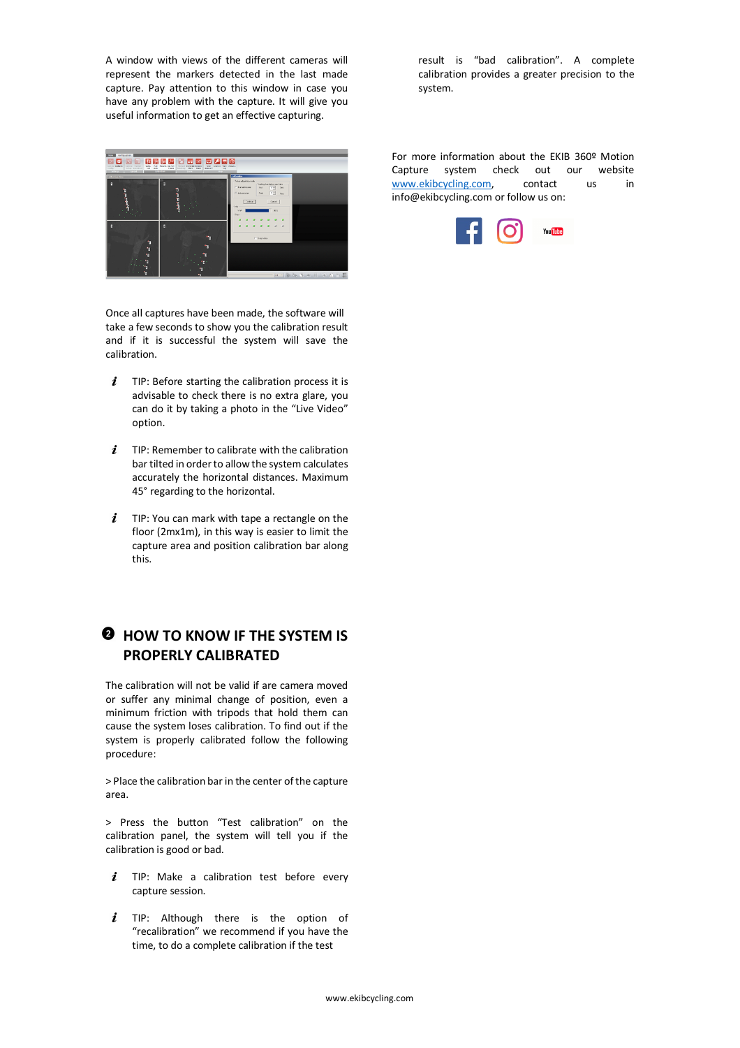A window with views of the different cameras will represent the markers detected in the last made capture. Pay attention to this window in case you have any problem with the capture. It will give you useful information to get an effective capturing.

Once all captures have been made, the software will take a few seconds to show you the calibration result and if it is successful the system will save the calibration.

- TIP: Before starting the calibration process it is advisable to check there is no extra glare, you can do it by taking a photo in the "Live Video" option.

- TIP: Remember to calibrate with the calibration bar tilted in order to allow the system calculates accurately the horizontal distances. Maximum 45° regarding to the horizontal.

- TIP: You can mark with tape a rectangle on the floor (2mx1m), in this way is easier to limit the capture area and position calibration bar along this.

## ❷ HOW TO KNOW IF THE SYSTEM IS PROPERLY CALIBRATED

The calibration will not be valid if are camera moved or suffer any minimal change of position, even a minimum friction with tripods that hold them can cause the system loses calibration. To find out if the system is properly calibrated follow the following procedure:

> Place the calibration bar in the center of the capture area.

> Press the button "Test calibration" on the calibration panel, the system will tell you if the calibration is good or bad.

- TIP: Make a calibration test before every capture session.

- TIP: Although there is the option of "recalibration" we recommend if you have the time, to do a complete calibration if the test result is "bad calibration". A complete calibration provides a greater precision to the system.

For more information about the EKIB 360º Motion Capture system check out our website www.ekibcycling.com, contact us in info@ekibcycling.com or follow us on: